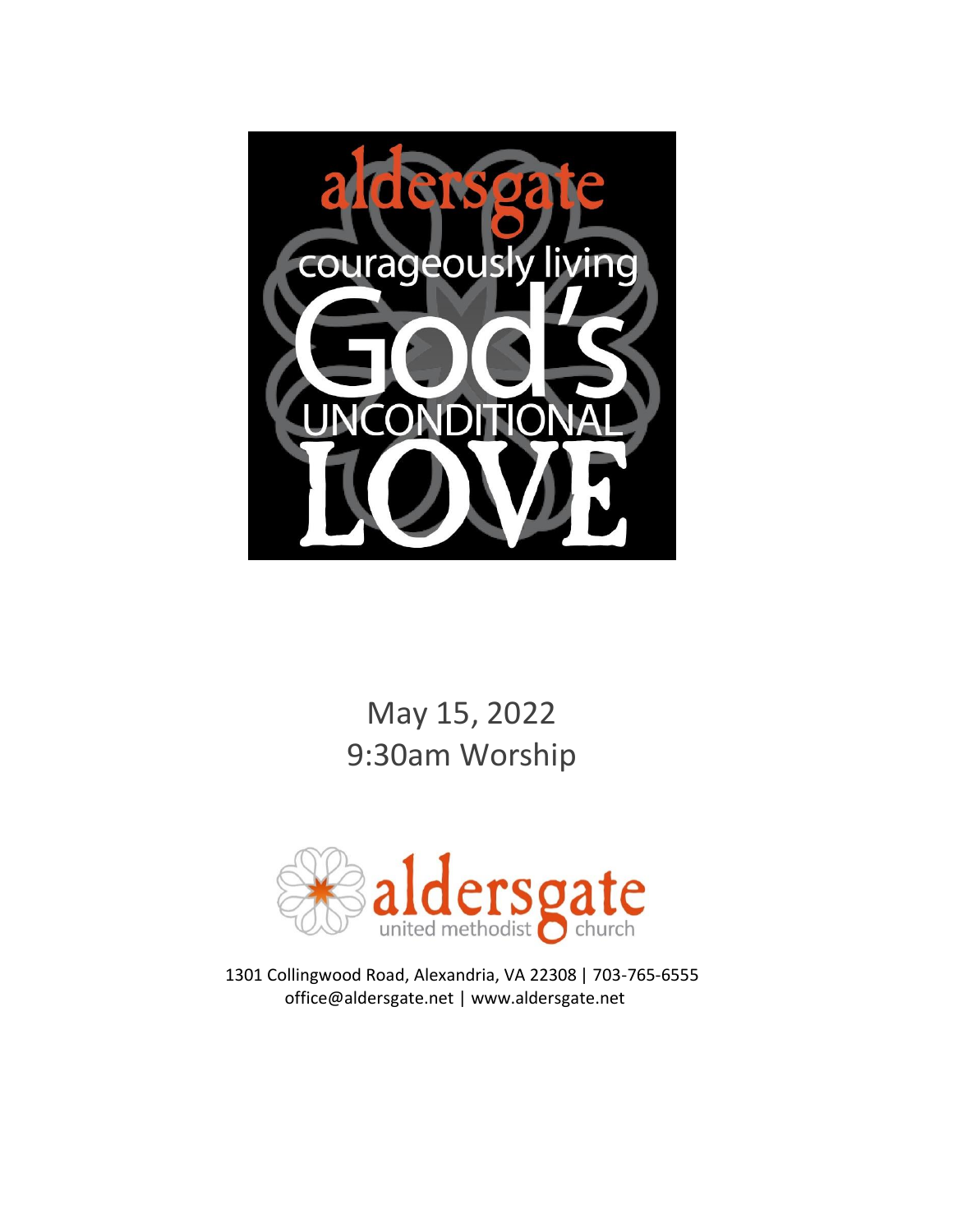aldersgate

courageously living

God's

UNCONDITIONAL

LOVE

May 15, 2022

9:30am Worship

aldersgate
united methodist church

1301 Collingwood Road, Alexandria, VA 22308 | 703-765-6555
office@aldersgate.net | www.aldersgate.net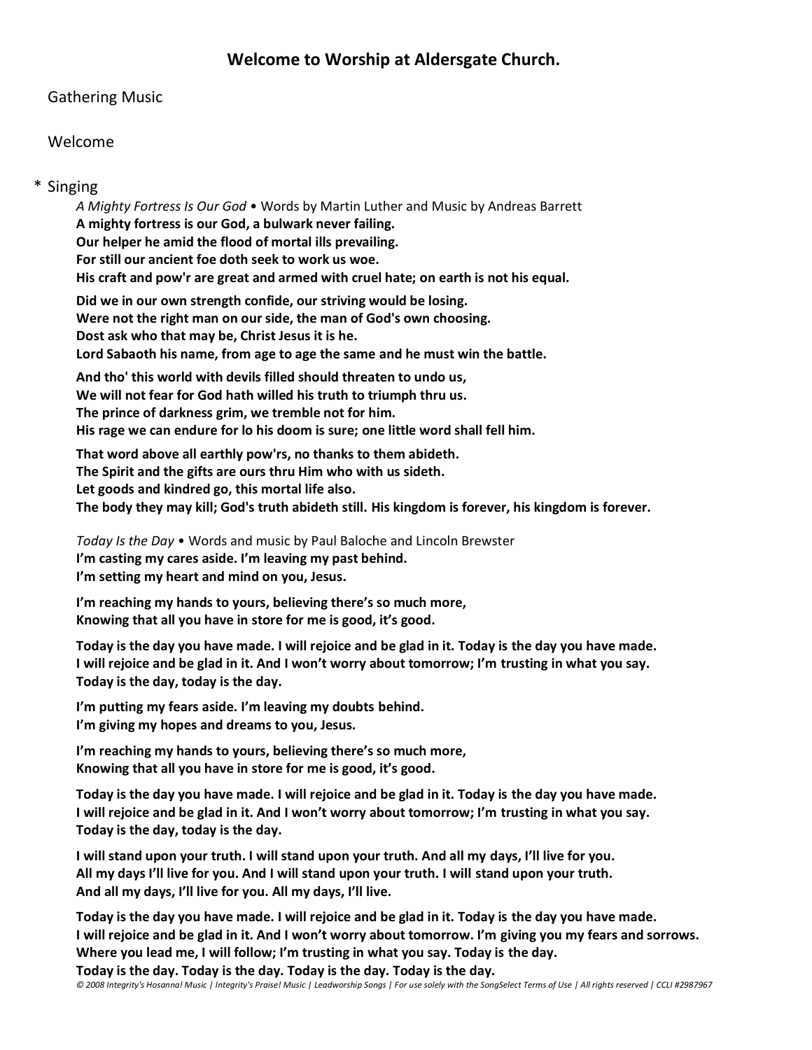## Welcome to Worship at Aldersgate Church.

Gathering Music

Welcome

\* Singing

*A Mighty Fortress Is Our God* • Words by Martin Luther and Music by Andreas Barrett

**A mighty fortress is our God, a bulwark never failing.**
**Our helper he amid the flood of mortal ills prevailing.**
**For still our ancient foe doth seek to work us woe.**
**His craft and pow'r are great and armed with cruel hate; on earth is not his equal.**

**Did we in our own strength confide, our striving would be losing.**
**Were not the right man on our side, the man of God's own choosing.**
**Dost ask who that may be, Christ Jesus it is he.**
**Lord Sabaoth his name, from age to age the same and he must win the battle.**

**And tho' this world with devils filled should threaten to undo us,**
**We will not fear for God hath willed his truth to triumph thru us.**
**The prince of darkness grim, we tremble not for him.**
**His rage we can endure for lo his doom is sure; one little word shall fell him.**

**That word above all earthly pow'rs, no thanks to them abideth.**
**The Spirit and the gifts are ours thru Him who with us sideth.**
**Let goods and kindred go, this mortal life also.**
**The body they may kill; God's truth abideth still. His kingdom is forever, his kingdom is forever.**

*Today Is the Day* • Words and music by Paul Baloche and Lincoln Brewster

**I'm casting my cares aside. I'm leaving my past behind.**
**I'm setting my heart and mind on you, Jesus.**

**I'm reaching my hands to yours, believing there's so much more,**
**Knowing that all you have in store for me is good, it's good.**

**Today is the day you have made. I will rejoice and be glad in it. Today is the day you have made.**
**I will rejoice and be glad in it. And I won't worry about tomorrow; I'm trusting in what you say.**
**Today is the day, today is the day.**

**I'm putting my fears aside. I'm leaving my doubts behind.**
**I'm giving my hopes and dreams to you, Jesus.**

**I'm reaching my hands to yours, believing there's so much more,**
**Knowing that all you have in store for me is good, it's good.**

**Today is the day you have made. I will rejoice and be glad in it. Today is the day you have made.**
**I will rejoice and be glad in it. And I won't worry about tomorrow; I'm trusting in what you say.**
**Today is the day, today is the day.**

**I will stand upon your truth. I will stand upon your truth. And all my days, I'll live for you.**
**All my days I'll live for you. And I will stand upon your truth. I will stand upon your truth.**
**And all my days, I'll live for you. All my days, I'll live.**

**Today is the day you have made. I will rejoice and be glad in it. Today is the day you have made.**
**I will rejoice and be glad in it. And I won't worry about tomorrow. I'm giving you my fears and sorrows.**
**Where you lead me, I will follow; I'm trusting in what you say. Today is the day.**
**Today is the day. Today is the day. Today is the day. Today is the day.**

*© 2008 Integrity's Hosanna! Music | Integrity's Praise! Music | Leadworship Songs | For use solely with the SongSelect Terms of Use | All rights reserved | CCLI #2987967*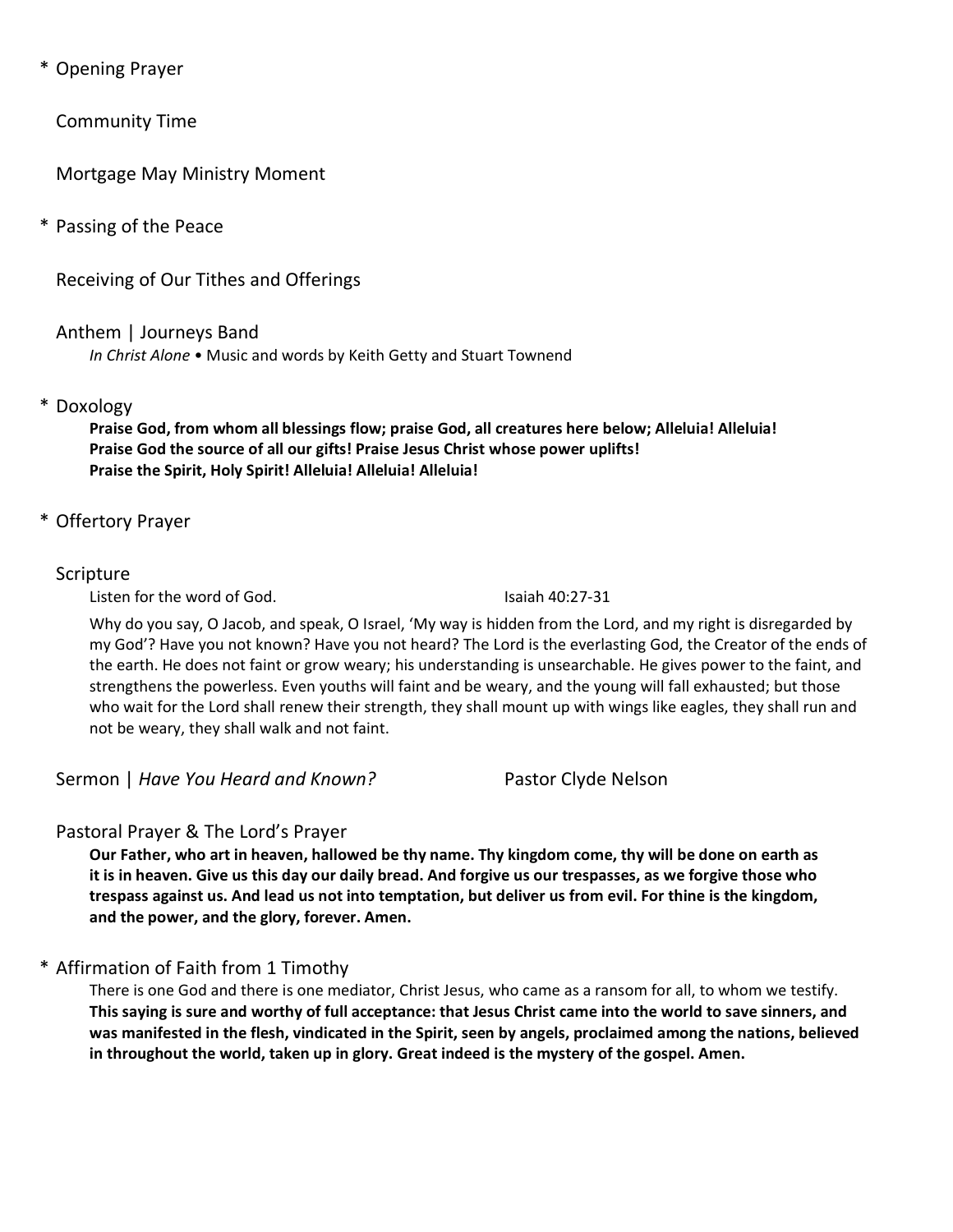\* Opening Prayer

Community Time

Mortgage May Ministry Moment

\* Passing of the Peace

Receiving of Our Tithes and Offerings

Anthem | Journeys Band

*In Christ Alone* • Music and words by Keith Getty and Stuart Townend

\* Doxology

**Praise God, from whom all blessings flow; praise God, all creatures here below; Alleluia! Alleluia!**
**Praise God the source of all our gifts! Praise Jesus Christ whose power uplifts!**
**Praise the Spirit, Holy Spirit! Alleluia! Alleluia! Alleluia!**

\* Offertory Prayer

Scripture

Listen for the word of God. Isaiah 40:27-31

Why do you say, O Jacob, and speak, O Israel, 'My way is hidden from the Lord, and my right is disregarded by my God'? Have you not known? Have you not heard? The Lord is the everlasting God, the Creator of the ends of the earth. He does not faint or grow weary; his understanding is unsearchable. He gives power to the faint, and strengthens the powerless. Even youths will faint and be weary, and the young will fall exhausted; but those who wait for the Lord shall renew their strength, they shall mount up with wings like eagles, they shall run and not be weary, they shall walk and not faint.

Sermon | *Have You Heard and Known?* Pastor Clyde Nelson

Pastoral Prayer & The Lord's Prayer

**Our Father, who art in heaven, hallowed be thy name. Thy kingdom come, thy will be done on earth as it is in heaven. Give us this day our daily bread. And forgive us our trespasses, as we forgive those who trespass against us. And lead us not into temptation, but deliver us from evil. For thine is the kingdom, and the power, and the glory, forever. Amen.**

\* Affirmation of Faith from 1 Timothy

There is one God and there is one mediator, Christ Jesus, who came as a ransom for all, to whom we testify. **This saying is sure and worthy of full acceptance: that Jesus Christ came into the world to save sinners, and was manifested in the flesh, vindicated in the Spirit, seen by angels, proclaimed among the nations, believed in throughout the world, taken up in glory. Great indeed is the mystery of the gospel. Amen.**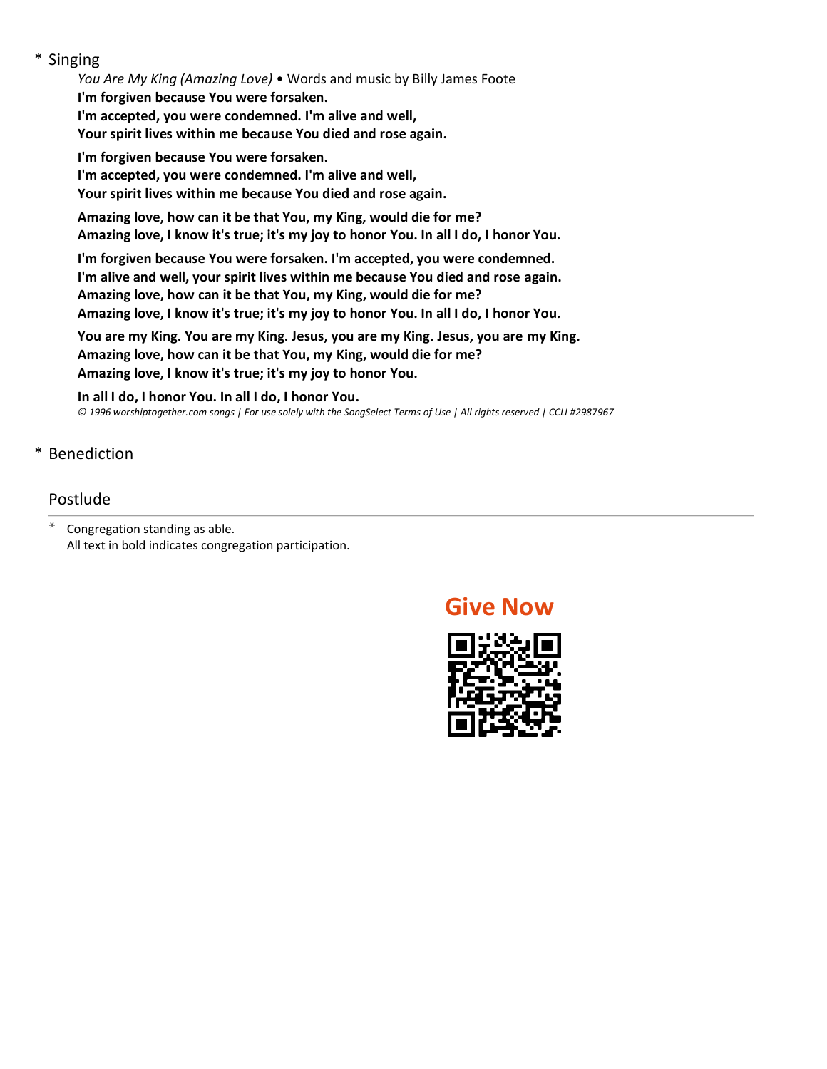\* Singing

*You Are My King (Amazing Love)* • Words and music by Billy James Foote

**I'm forgiven because You were forsaken.**
**I'm accepted, you were condemned. I'm alive and well,**
**Your spirit lives within me because You died and rose again.**

**I'm forgiven because You were forsaken.**
**I'm accepted, you were condemned. I'm alive and well,**
**Your spirit lives within me because You died and rose again.**

**Amazing love, how can it be that You, my King, would die for me?**
**Amazing love, I know it's true; it's my joy to honor You. In all I do, I honor You.**

**I'm forgiven because You were forsaken. I'm accepted, you were condemned.**
**I'm alive and well, your spirit lives within me because You died and rose again.**
**Amazing love, how can it be that You, my King, would die for me?**
**Amazing love, I know it's true; it's my joy to honor You. In all I do, I honor You.**

**You are my King. You are my King. Jesus, you are my King. Jesus, you are my King.**
**Amazing love, how can it be that You, my King, would die for me?**
**Amazing love, I know it's true; it's my joy to honor You.**

**In all I do, I honor You. In all I do, I honor You.**

*© 1996 worshiptogether.com songs | For use solely with the SongSelect Terms of Use | All rights reserved | CCLI #2987967*

\* Benediction

Postlude

---

\* Congregation standing as able.
All text in bold indicates congregation participation.

**Give Now**